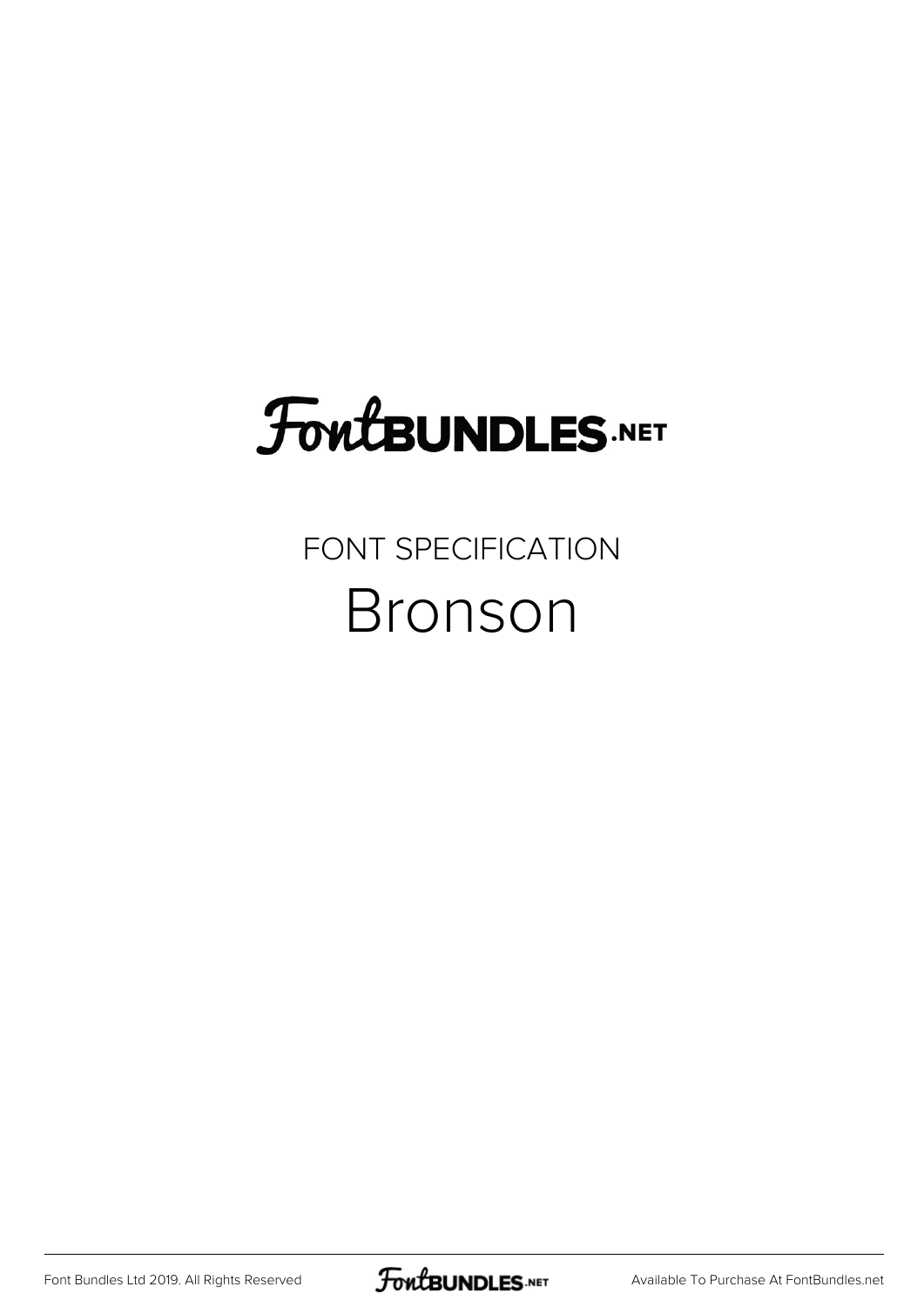FontBUNDLES.NET

FONT SPECIFICATION

# Bronson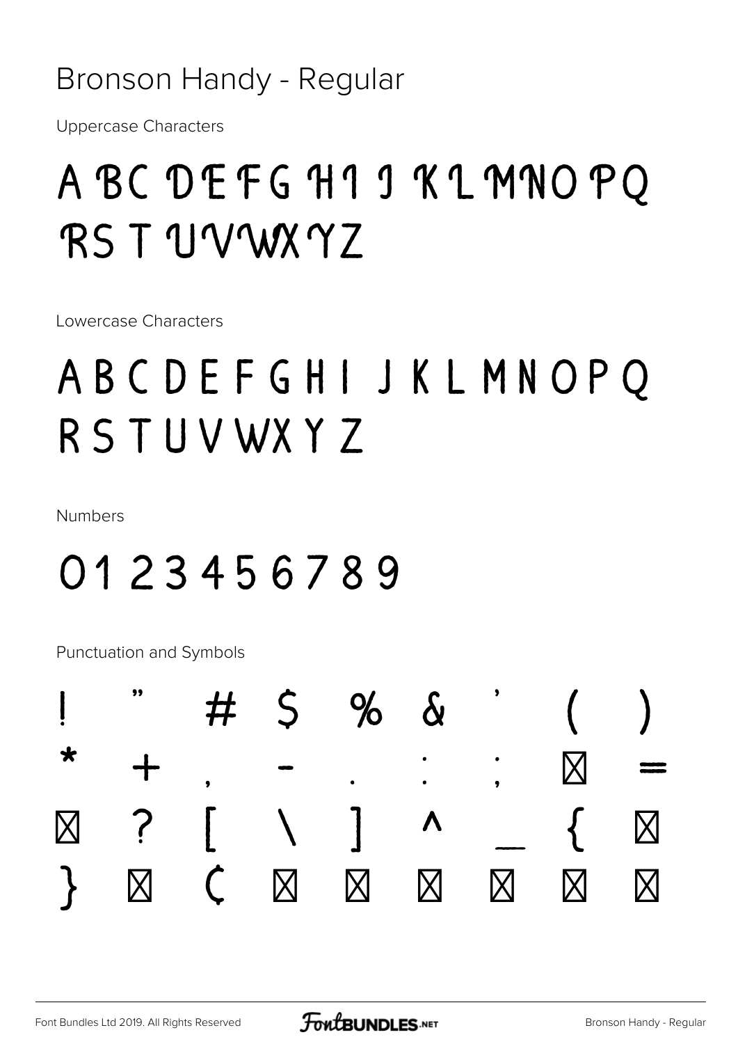# Bronson Handy - Regular

Uppercase Characters

A B C D E F G H I J K L M N O P Q
R S T U V W X Y Z

Lowercase Characters

A B C D E F G H I J K L M N O P Q
R S T U V W X Y Z

Numbers

0 1 2 3 4 5 6 7 8 9

Punctuation and Symbols

| | | | | | | | | |
|---|---|---|---|---|---|---|---|---|
| ! | " | # | $ | % | & | ' | ( | ) |
| * | + | , | - | . | : | ; | ⊠ | = |
| ⊠ | ? | [ | \ | ] | ^ | _ | { | ⊠ |
| } | ⊠ | ¢ | ⊠ | ⊠ | ⊠ | ⊠ | ⊠ | ⊠ |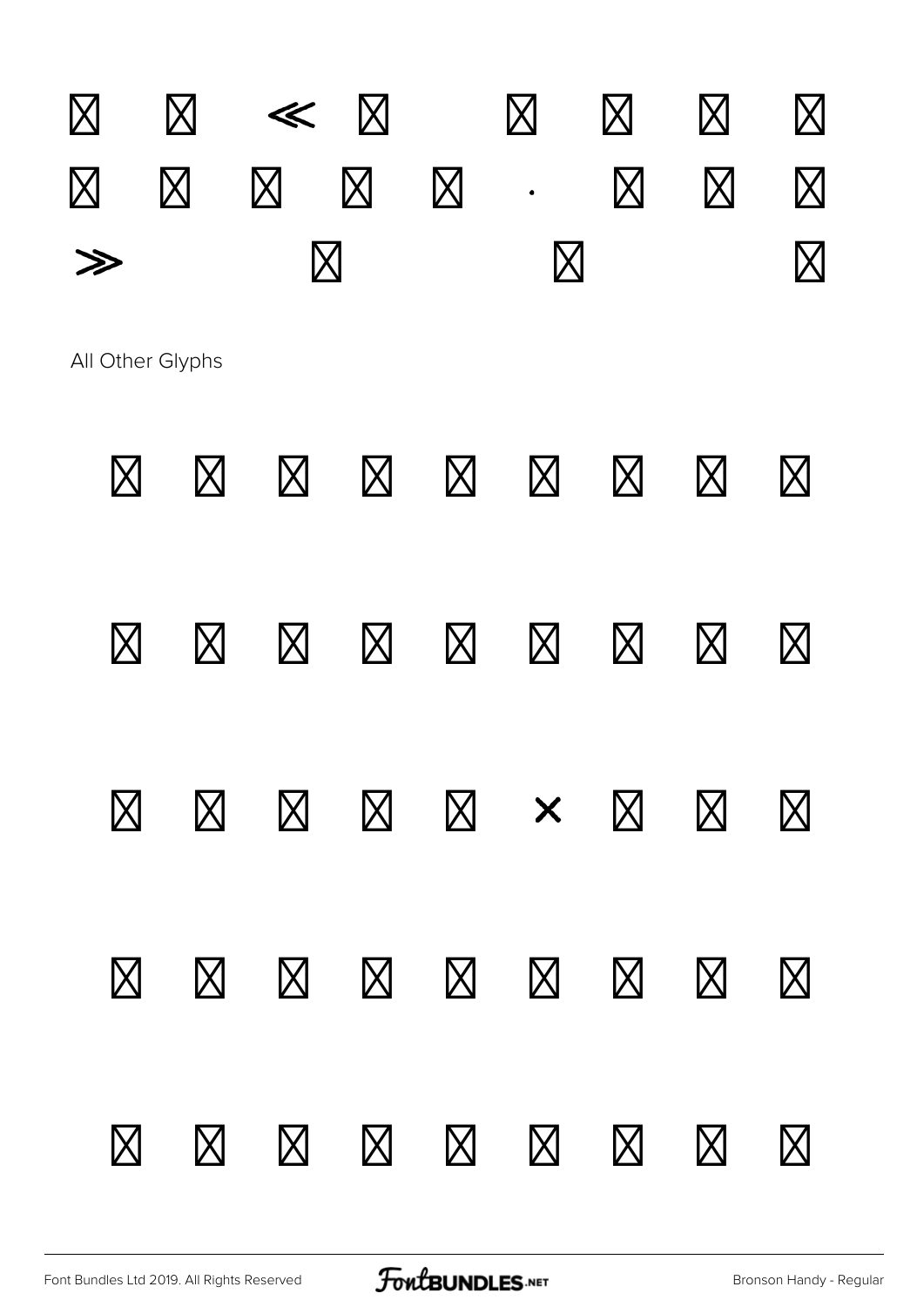⊠ ⊠ ≪ ⊠ ⊠ ⊠ ⊠ ⊠

⊠ ⊠ ⊠ ⊠ ⊠ · ⊠ ⊠ ⊠

≫ ⊠ ⊠ ⊠

All Other Glyphs

⊠ ⊠ ⊠ ⊠ ⊠ ⊠ ⊠ ⊠ ⊠

⊠ ⊠ ⊠ ⊠ ⊠ ⊠ ⊠ ⊠ ⊠

⊠ ⊠ ⊠ ⊠ ⊠ × ⊠ ⊠ ⊠

⊠ ⊠ ⊠ ⊠ ⊠ ⊠ ⊠ ⊠ ⊠

⊠ ⊠ ⊠ ⊠ ⊠ ⊠ ⊠ ⊠ ⊠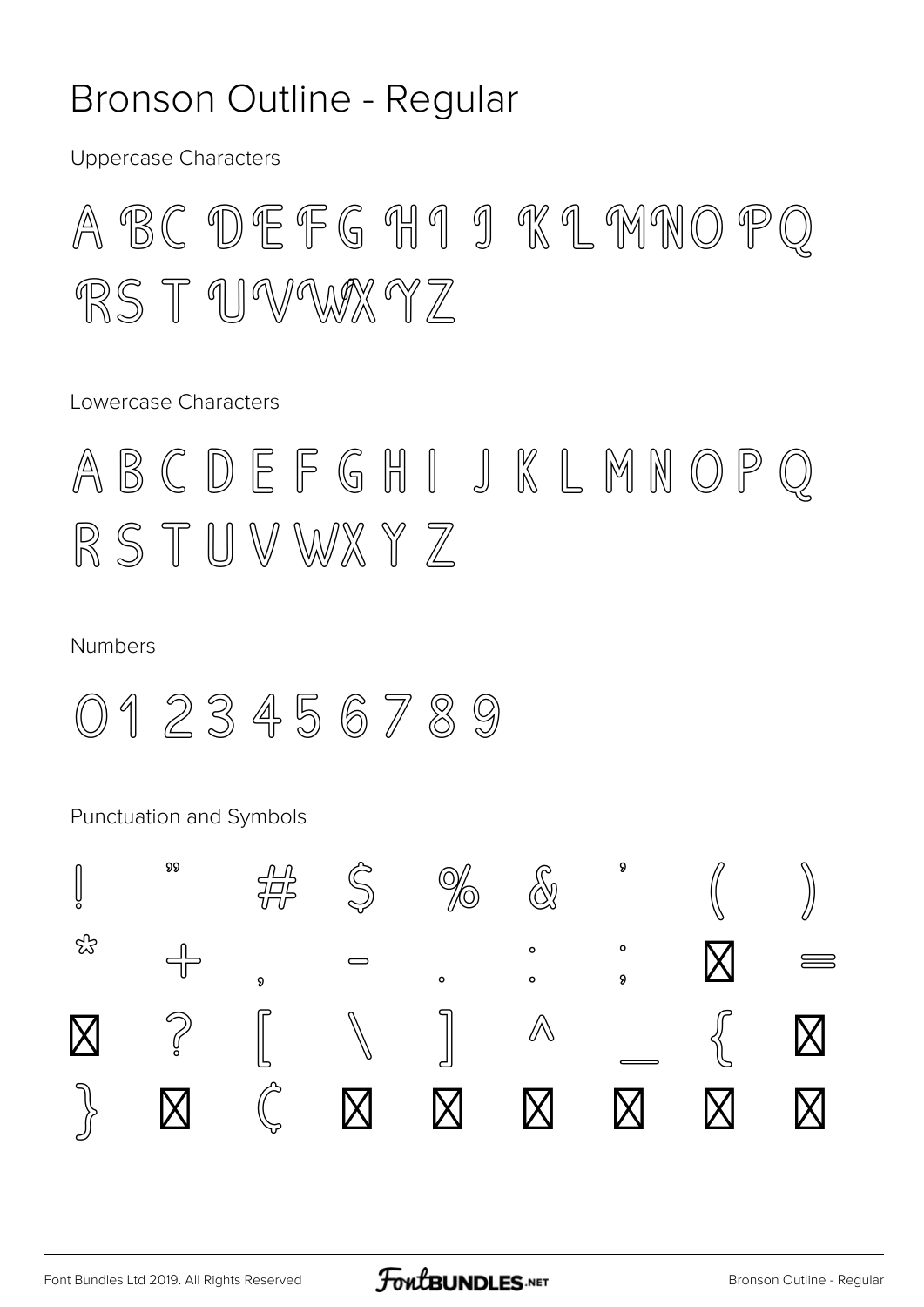# Bronson Outline - Regular

Uppercase Characters

A B C D E F G H I J K L M N O P Q R S T U V W X Y Z

Lowercase Characters

A B C D E F G H I J K L M N O P Q R S T U V W X Y Z

Numbers

0 1 2 3 4 5 6 7 8 9

Punctuation and Symbols

| | | | | | | | | |
|---|---|---|---|---|---|---|---|---|
| ! | " | # | $ | % | & | ' | ( | ) |
| * | + | , | - | . | : | ; | ⊠ | = |
| ⊠ | ? | [ | \ | ] | ^ | _ | { | ⊠ |
| } | ⊠ | ¢ | ⊠ | ⊠ | ⊠ | ⊠ | ⊠ | ⊠ |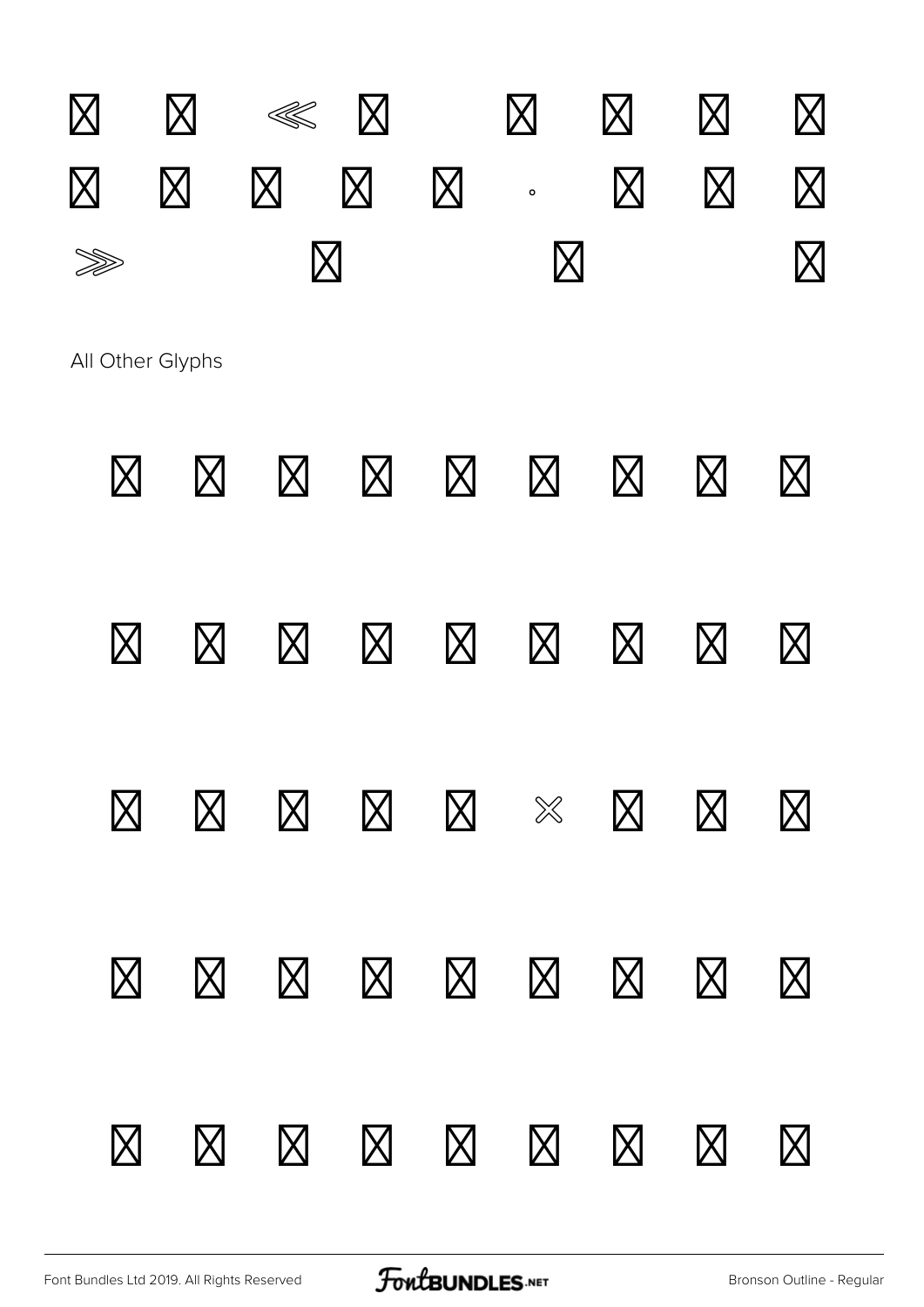⊠ ⊠ ≪ ⊠ ⊠ ⊠ ⊠ ⊠

⊠ ⊠ ⊠ ⊠ ⊠ ° ⊠ ⊠ ⊠

≫ ⊠ ⊠ ⊠

All Other Glyphs

⊠ ⊠ ⊠ ⊠ ⊠ ⊠ ⊠ ⊠ ⊠

⊠ ⊠ ⊠ ⊠ ⊠ ⊠ ⊠ ⊠ ⊠

⊠ ⊠ ⊠ ⊠ ⊠ × ⊠ ⊠ ⊠

⊠ ⊠ ⊠ ⊠ ⊠ ⊠ ⊠ ⊠ ⊠

⊠ ⊠ ⊠ ⊠ ⊠ ⊠ ⊠ ⊠ ⊠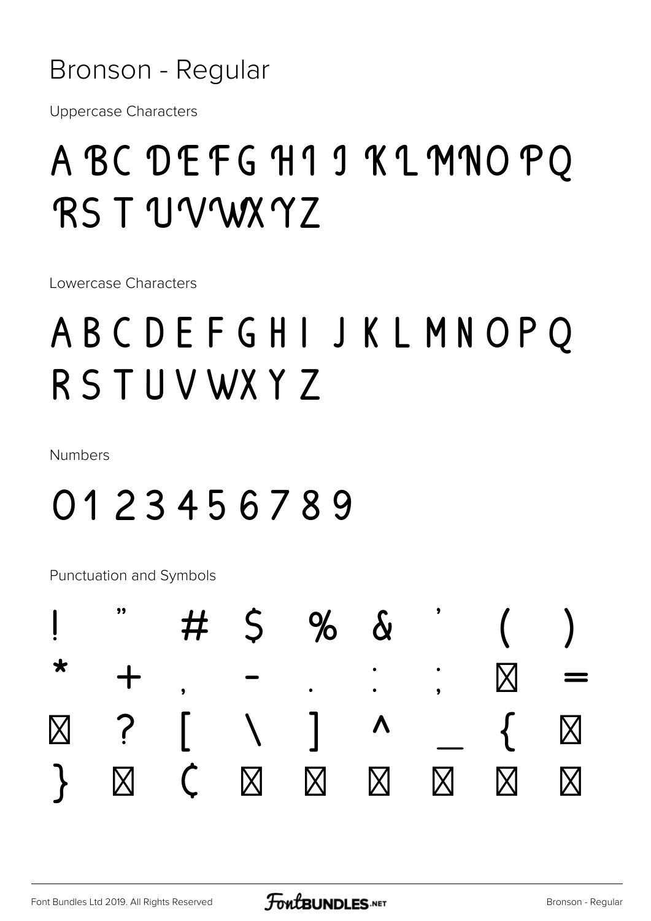# Bronson - Regular

Uppercase Characters

## A B C D E F G H I J K L M N O P Q R S T U V W X Y Z

Lowercase Characters

## A B C D E F G H I J K L M N O P Q R S T U V W X Y Z

Numbers

## 0 1 2 3 4 5 6 7 8 9

Punctuation and Symbols

| | | | | | | | | |
|---|---|---|---|---|---|---|---|---|
| ! | " | # | $ | % | & | ' | ( | ) |
| * | + | , | - | . | : | ; | ⊠ | = |
| ⊠ | ? | [ | \ | ] | ^ | _ | { | ⊠ |
| } | ⊠ | ¢ | ⊠ | ⊠ | ⊠ | ⊠ | ⊠ | ⊠ |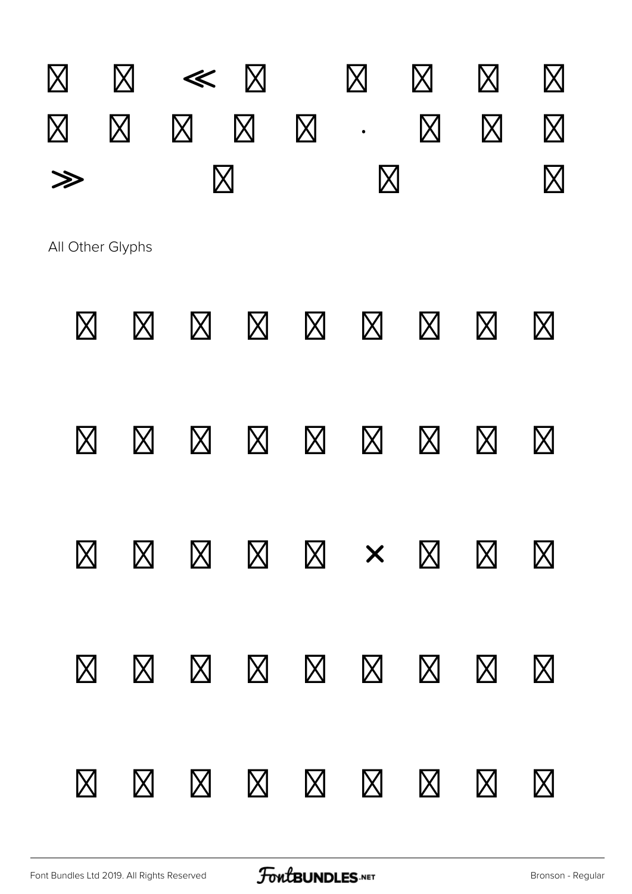⊠ ⊠ ≪ ⊠ ⊠ ⊠ ⊠ ⊠

⊠ ⊠ ⊠ ⊠ ⊠ · ⊠ ⊠ ⊠

≫ ⊠ ⊠ ⊠

All Other Glyphs

⊠ ⊠ ⊠ ⊠ ⊠ ⊠ ⊠ ⊠ ⊠

⊠ ⊠ ⊠ ⊠ ⊠ ⊠ ⊠ ⊠ ⊠

⊠ ⊠ ⊠ ⊠ ⊠ × ⊠ ⊠ ⊠

⊠ ⊠ ⊠ ⊠ ⊠ ⊠ ⊠ ⊠ ⊠

⊠ ⊠ ⊠ ⊠ ⊠ ⊠ ⊠ ⊠ ⊠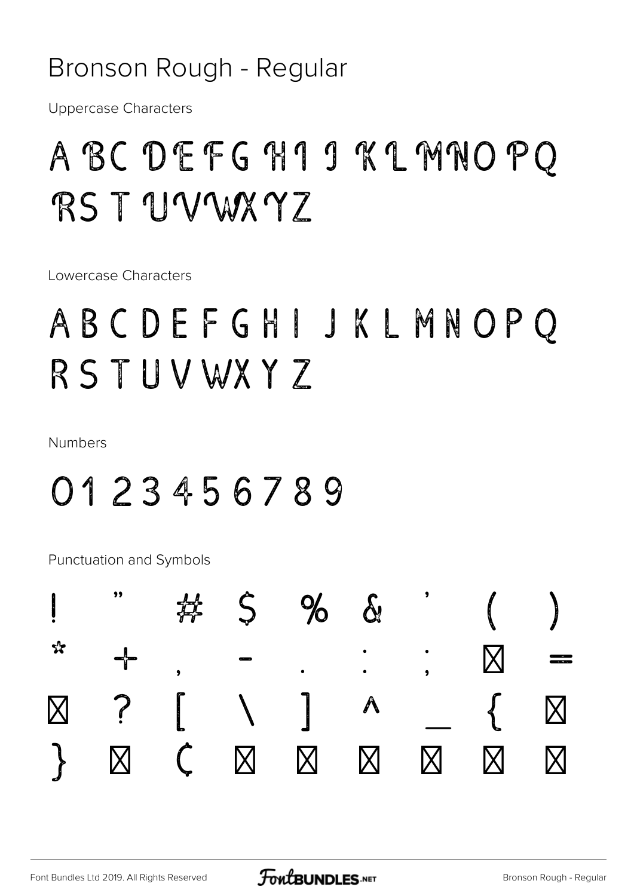# Bronson Rough - Regular

Uppercase Characters

A B C D E F G H I J K L M N O P Q
R S T U V W X Y Z

Lowercase Characters

A B C D E F G H I J K L M N O P Q
R S T U V W X Y Z

Numbers

0 1 2 3 4 5 6 7 8 9

Punctuation and Symbols

| | | | | | | | | |
|---|---|---|---|---|---|---|---|---|
| ! | " | # | $ | % | & | ' | ( | ) |
| * | + | , | - | . | : | ; | ⊠ | = |
| ⊠ | ? | [ | \ | ] | ^ | _ | { | ⊠ |
| } | ⊠ | ¢ | ⊠ | ⊠ | ⊠ | ⊠ | ⊠ | ⊠ |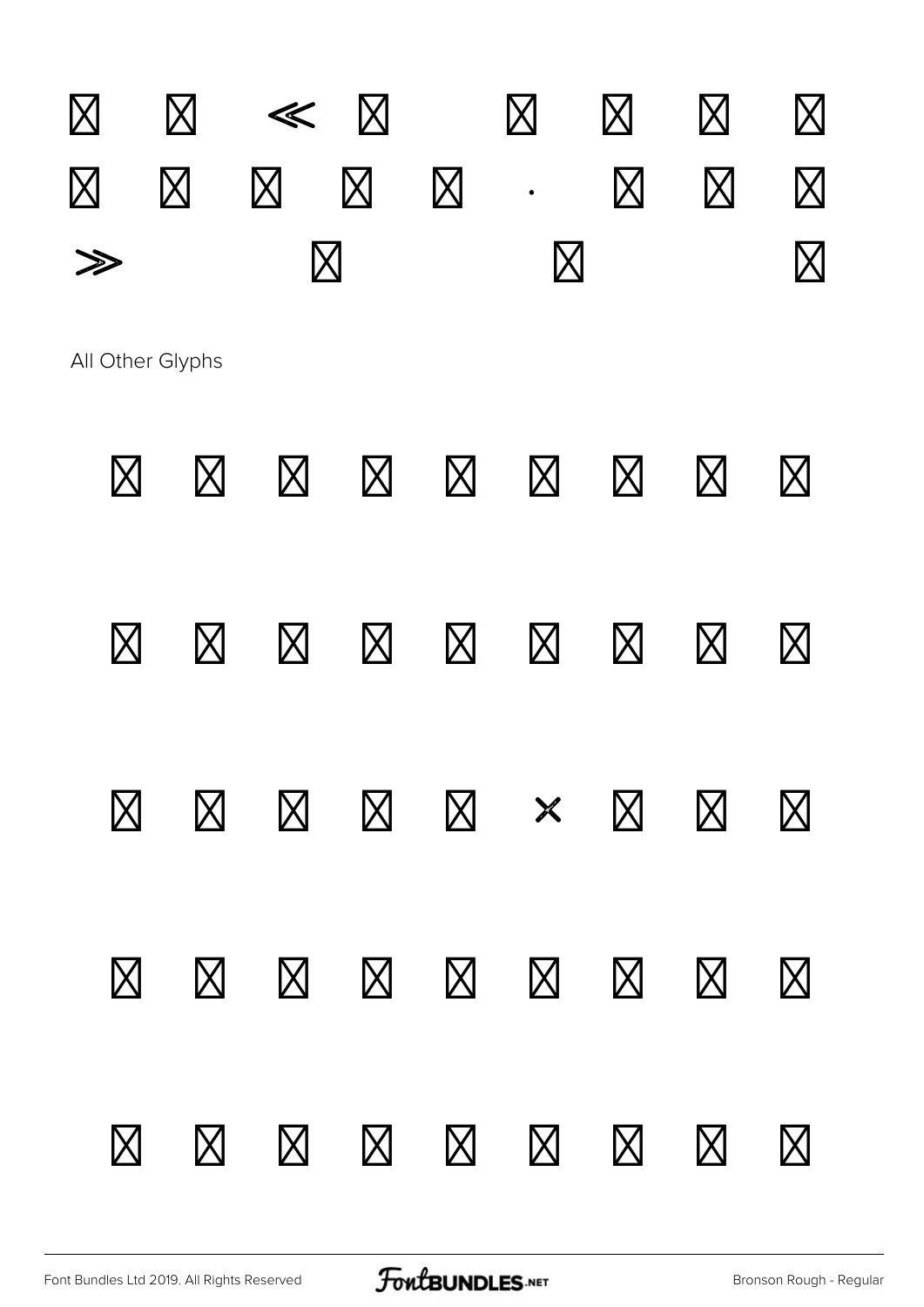⊠ ⊠ ≪ ⊠ ⊠ ⊠ ⊠ ⊠

⊠ ⊠ ⊠ ⊠ ⊠ · ⊠ ⊠ ⊠

≫ ⊠ ⊠ ⊠

All Other Glyphs

⊠ ⊠ ⊠ ⊠ ⊠ ⊠ ⊠ ⊠ ⊠

⊠ ⊠ ⊠ ⊠ ⊠ ⊠ ⊠ ⊠ ⊠

⊠ ⊠ ⊠ ⊠ ⊠ × ⊠ ⊠ ⊠

⊠ ⊠ ⊠ ⊠ ⊠ ⊠ ⊠ ⊠ ⊠

⊠ ⊠ ⊠ ⊠ ⊠ ⊠ ⊠ ⊠ ⊠